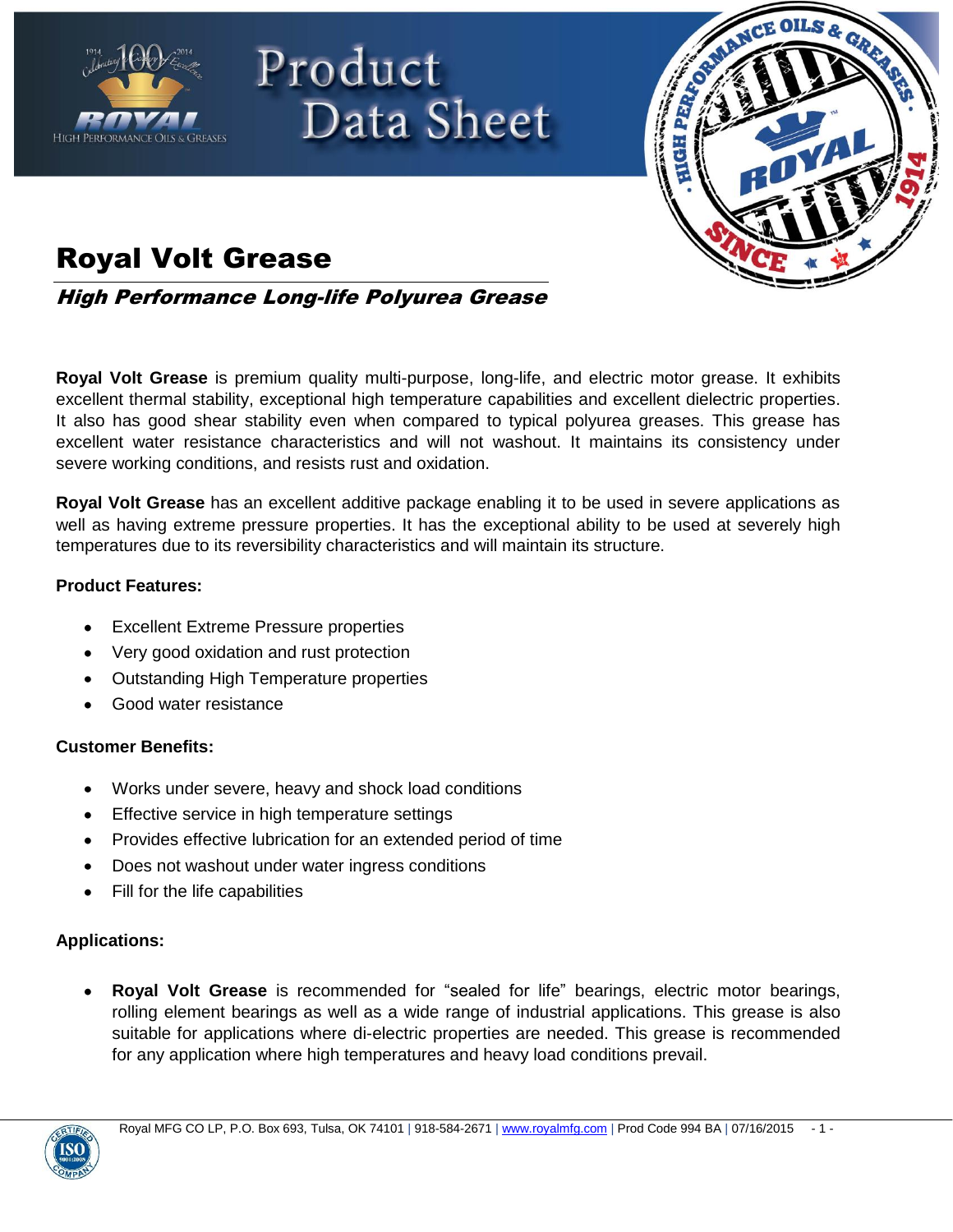Product Data Sheet

# Royal Volt Grease

## *High Performance Long-life Polyurea Grease*

**Royal Volt Grease** is premium quality multi-purpose, long-life, and electric motor grease. It exhibits excellent thermal stability, exceptional high temperature capabilities and excellent dielectric properties. It also has good shear stability even when compared to typical polyurea greases. This grease has excellent water resistance characteristics and will not washout. It maintains its consistency under severe working conditions, and resists rust and oxidation.

**Royal Volt Grease** has an excellent additive package enabling it to be used in severe applications as well as having extreme pressure properties. It has the exceptional ability to be used at severely high temperatures due to its reversibility characteristics and will maintain its structure.

**Product Features:**

- Excellent Extreme Pressure properties
- Very good oxidation and rust protection
- Outstanding High Temperature properties
- Good water resistance

**Customer Benefits:**

- Works under severe, heavy and shock load conditions
- Effective service in high temperature settings
- Provides effective lubrication for an extended period of time
- Does not washout under water ingress conditions
- Fill for the life capabilities

**Applications:**

- **Royal Volt Grease** is recommended for "sealed for life" bearings, electric motor bearings, rolling element bearings as well as a wide range of industrial applications. This grease is also suitable for applications where di-electric properties are needed. This grease is recommended for any application where high temperatures and heavy load conditions prevail.

Royal MFG CO LP, P.O. Box 693, Tulsa, OK 74101 | 918-584-2671 | www.royalmfg.com | Prod Code 994 BA | 07/16/2015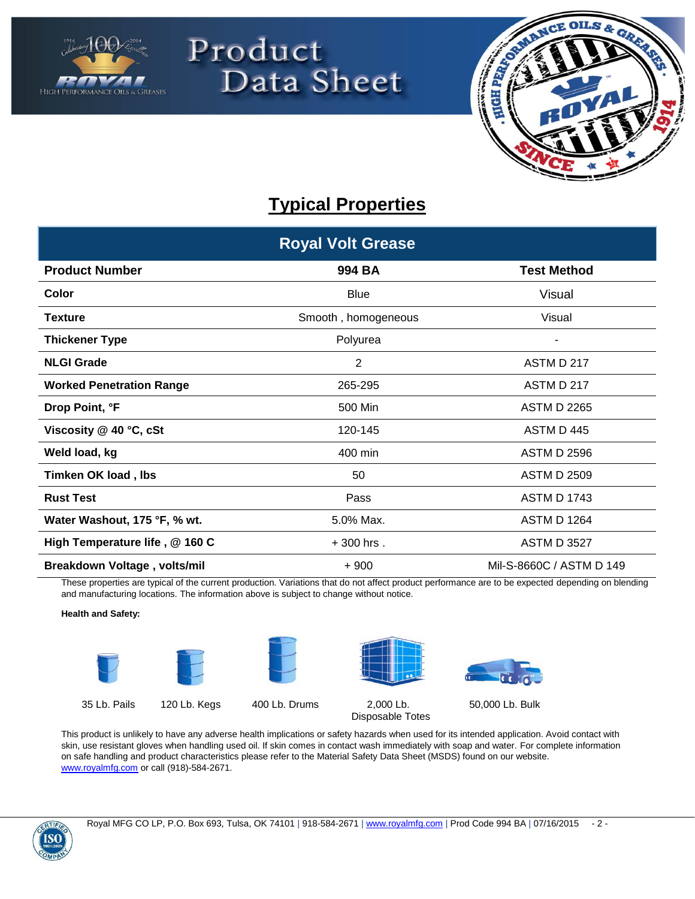# Product Data Sheet

## Typical Properties

| Royal Volt Grease | | |
|---|---|---|
| **Product Number** | **994 BA** | **Test Method** |
| **Color** | Blue | Visual |
| **Texture** | Smooth , homogeneous | Visual |
| **Thickener Type** | Polyurea | - |
| **NLGI Grade** | 2 | ASTM D 217 |
| **Worked Penetration Range** | 265-295 | ASTM D 217 |
| **Drop Point, °F** | 500 Min | ASTM D 2265 |
| **Viscosity @ 40 °C, cSt** | 120-145 | ASTM D 445 |
| **Weld load, kg** | 400 min | ASTM D 2596 |
| **Timken OK load , lbs** | 50 | ASTM D 2509 |
| **Rust Test** | Pass | ASTM D 1743 |
| **Water Washout, 175 °F, % wt.** | 5.0% Max. | ASTM D 1264 |
| **High Temperature life , @ 160 C** | + 300 hrs . | ASTM D 3527 |
| **Breakdown Voltage , volts/mil** | + 900 | Mil-S-8660C / ASTM D 149 |

These properties are typical of the current production. Variations that do not affect product performance are to be expected depending on blending and manufacturing locations. The information above is subject to change without notice.

**Health and Safety:**

35 Lb. Pails | 120 Lb. Kegs | 400 Lb. Drums | 2,000 Lb. Disposable Totes | 50,000 Lb. Bulk

This product is unlikely to have any adverse health implications or safety hazards when used for its intended application. Avoid contact with skin, use resistant gloves when handling used oil. If skin comes in contact wash immediately with soap and water. For complete information on safe handling and product characteristics please refer to the Material Safety Data Sheet (MSDS) found on our website. www.royalmfg.com or call (918)-584-2671.

Royal MFG CO LP, P.O. Box 693, Tulsa, OK 74101 | 918-584-2671 | www.royalmfg.com | Prod Code 994 BA | 07/16/2015